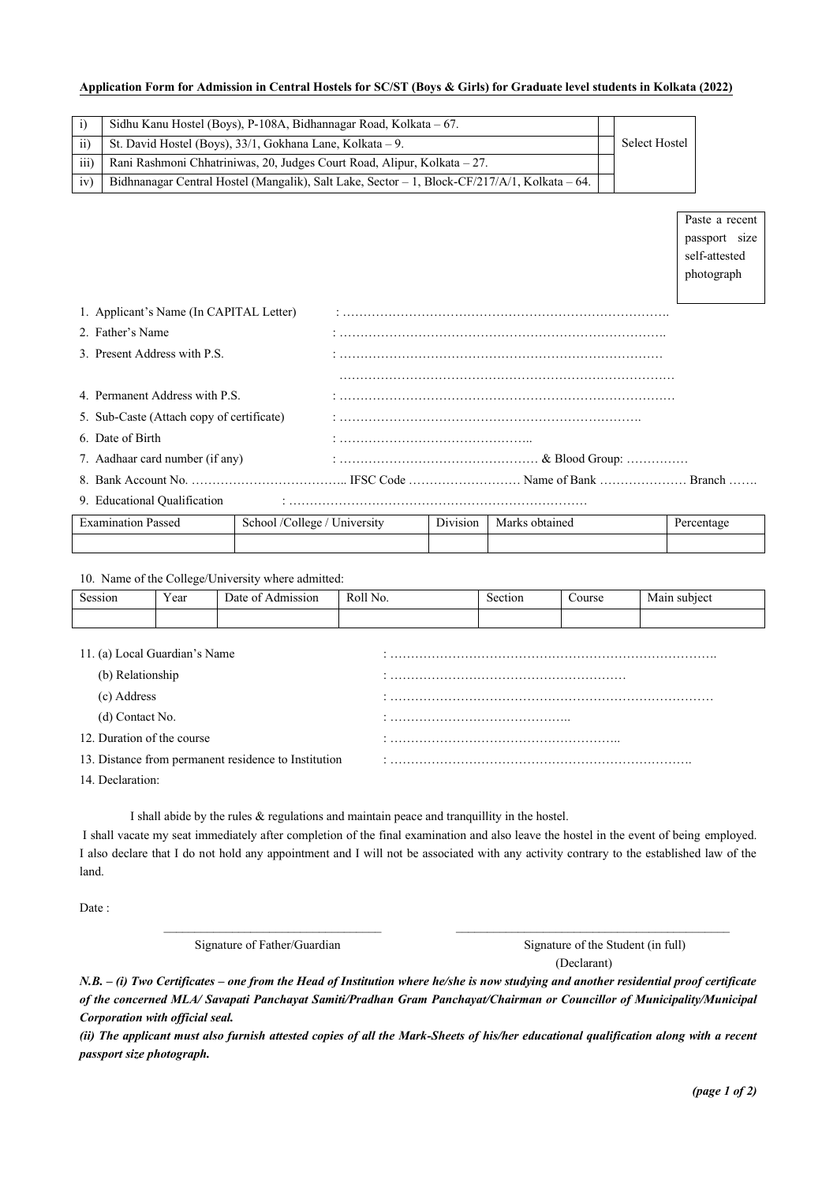**Application Form for Admission in Central Hostels for SC/ST (Boys & Girls) for Graduate level students in Kolkata (2022)**

| | | | |
|---|---|---|---|
| i) | Sidhu Kanu Hostel (Boys), P-108A, Bidhannagar Road, Kolkata – 67. | | Select Hostel |
| ii) | St. David Hostel (Boys), 33/1, Gokhana Lane, Kolkata – 9. | | |
| iii) | Rani Rashmoni Chhatriniwas, 20, Judges Court Road, Alipur, Kolkata – 27. | | |
| iv) | Bidhnanagar Central Hostel (Mangalik), Salt Lake, Sector – 1, Block-CF/217/A/1, Kolkata – 64. | | |

Paste a recent passport size self-attested photograph

1. Applicant's Name (In CAPITAL Letter) : ……………………………………………………………………….
2. Father's Name : ……………………………………………………………………….
3. Present Address with P.S. : ………………………………………………………………………
   ……………………………………………………………………….
4. Permanent Address with P.S. : ……………………………………………………………………….
5. Sub-Caste (Attach copy of certificate) : ……………………………………………………………….
6. Date of Birth : ………………………………………..
7. Aadhaar card number (if any) : ………………………………………… & Blood Group: ……………
8. Bank Account No. ……………………………….. IFSC Code ……………………… Name of Bank ………………… Branch …….
9. Educational Qualification : ……………………………………………………………….

| Examination Passed | School /College / University | Division | Marks obtained | Percentage |
|---|---|---|---|---|
| | | | | |

10. Name of the College/University where admitted:

| Session | Year | Date of Admission | Roll No. | Section | Course | Main subject |
|---|---|---|---|---|---|---|
| | | | | | | |

11. (a) Local Guardian's Name : ……………………………………………………………………….
    (b) Relationship : …………………………………………………
    (c) Address : ……………………………………………………………………….
    (d) Contact No. : ……………………………………..
12. Duration of the course : ………………………………………………..
13. Distance from permanent residence to Institution : ……………………………………………………………….
14. Declaration:

I shall abide by the rules & regulations and maintain peace and tranquillity in the hostel.

I shall vacate my seat immediately after completion of the final examination and also leave the hostel in the event of being employed. I also declare that I do not hold any appointment and I will not be associated with any activity contrary to the established law of the land.

Date :

Signature of Father/Guardian

Signature of the Student (in full)
(Declarant)

***N.B. – (i) Two Certificates – one from the Head of Institution where he/she is now studying and another residential proof certificate of the concerned MLA/ Savapati Panchayat Samiti/Pradhan Gram Panchayat/Chairman or Councillor of Municipality/Municipal Corporation with official seal.***

***(ii) The applicant must also furnish attested copies of all the Mark-Sheets of his/her educational qualification along with a recent passport size photograph.***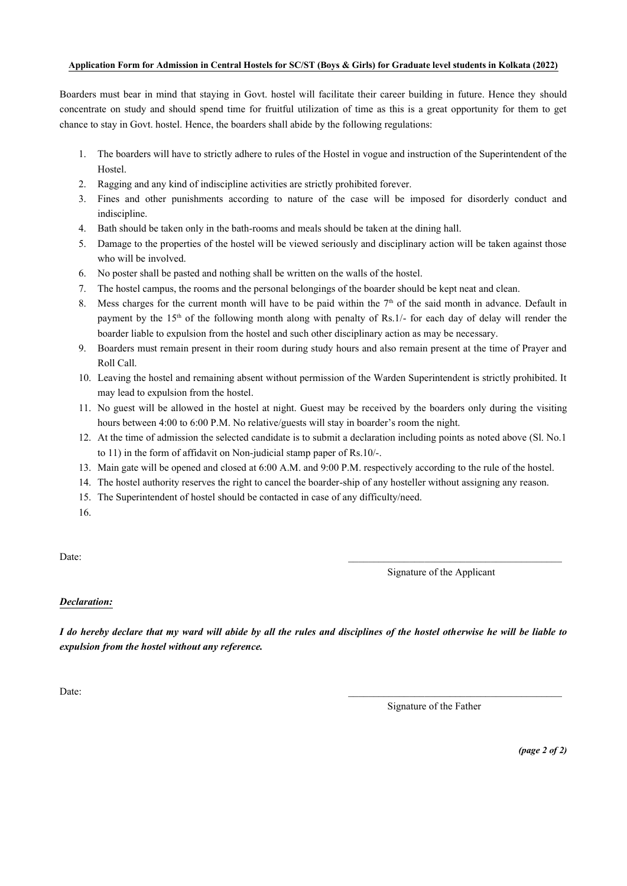**Application Form for Admission in Central Hostels for SC/ST (Boys & Girls) for Graduate level students in Kolkata (2022)**

Boarders must bear in mind that staying in Govt. hostel will facilitate their career building in future. Hence they should concentrate on study and should spend time for fruitful utilization of time as this is a great opportunity for them to get chance to stay in Govt. hostel. Hence, the boarders shall abide by the following regulations:

1. The boarders will have to strictly adhere to rules of the Hostel in vogue and instruction of the Superintendent of the Hostel.
2. Ragging and any kind of indiscipline activities are strictly prohibited forever.
3. Fines and other punishments according to nature of the case will be imposed for disorderly conduct and indiscipline.
4. Bath should be taken only in the bath-rooms and meals should be taken at the dining hall.
5. Damage to the properties of the hostel will be viewed seriously and disciplinary action will be taken against those who will be involved.
6. No poster shall be pasted and nothing shall be written on the walls of the hostel.
7. The hostel campus, the rooms and the personal belongings of the boarder should be kept neat and clean.
8. Mess charges for the current month will have to be paid within the 7th of the said month in advance. Default in payment by the 15th of the following month along with penalty of Rs.1/- for each day of delay will render the boarder liable to expulsion from the hostel and such other disciplinary action as may be necessary.
9. Boarders must remain present in their room during study hours and also remain present at the time of Prayer and Roll Call.
10. Leaving the hostel and remaining absent without permission of the Warden Superintendent is strictly prohibited. It may lead to expulsion from the hostel.
11. No guest will be allowed in the hostel at night. Guest may be received by the boarders only during the visiting hours between 4:00 to 6:00 P.M. No relative/guests will stay in boarder's room the night.
12. At the time of admission the selected candidate is to submit a declaration including points as noted above (Sl. No.1 to 11) in the form of affidavit on Non-judicial stamp paper of Rs.10/-.
13. Main gate will be opened and closed at 6:00 A.M. and 9:00 P.M. respectively according to the rule of the hostel.
14. The hostel authority reserves the right to cancel the boarder-ship of any hosteller without assigning any reason.
15. The Superintendent of hostel should be contacted in case of any difficulty/need.
16.

Date:

Signature of the Applicant

***Declaration:***

***I do hereby declare that my ward will abide by all the rules and disciplines of the hostel otherwise he will be liable to expulsion from the hostel without any reference.***

Date:

Signature of the Father